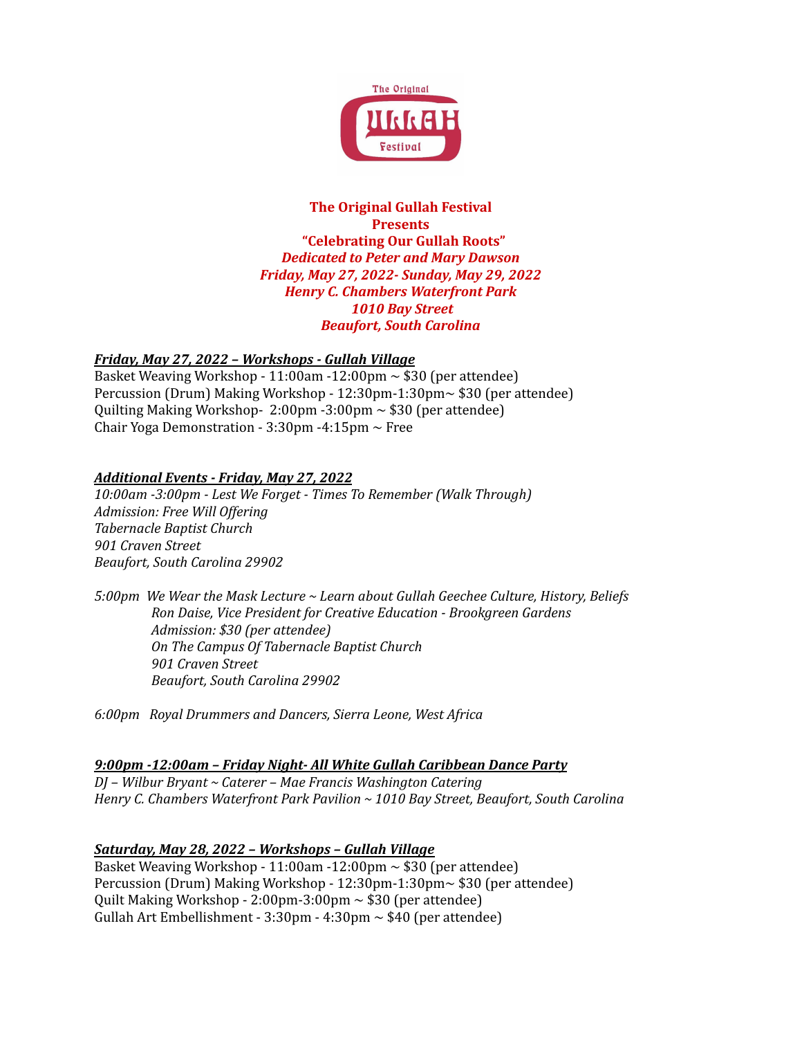**The Original Gullah Festival**
**Presents**
**"Celebrating Our Gullah Roots"**
***Dedicated to Peter and Mary Dawson***
***Friday, May 27, 2022- Sunday, May 29, 2022***
***Henry C. Chambers Waterfront Park***
***1010 Bay Street***
***Beaufort, South Carolina***

***Friday, May 27, 2022 – Workshops - Gullah Village***

Basket Weaving Workshop - 11:00am -12:00pm ~ $30 (per attendee)
Percussion (Drum) Making Workshop - 12:30pm-1:30pm~ $30 (per attendee)
Quilting Making Workshop- 2:00pm -3:00pm ~ $30 (per attendee)
Chair Yoga Demonstration - 3:30pm -4:15pm ~ Free

***Additional Events - Friday, May 27, 2022***

*10:00am -3:00pm - Lest We Forget - Times To Remember (Walk Through)*
*Admission: Free Will Offering*
*Tabernacle Baptist Church*
*901 Craven Street*
*Beaufort, South Carolina 29902*

*5:00pm We Wear the Mask Lecture ~ Learn about Gullah Geechee Culture, History, Beliefs*
*Ron Daise, Vice President for Creative Education - Brookgreen Gardens*
*Admission: $30 (per attendee)*
*On The Campus Of Tabernacle Baptist Church*
*901 Craven Street*
*Beaufort, South Carolina 29902*

*6:00pm Royal Drummers and Dancers, Sierra Leone, West Africa*

***9:00pm -12:00am – Friday Night- All White Gullah Caribbean Dance Party***

*DJ – Wilbur Bryant ~ Caterer – Mae Francis Washington Catering*
*Henry C. Chambers Waterfront Park Pavilion ~ 1010 Bay Street, Beaufort, South Carolina*

***Saturday, May 28, 2022 – Workshops – Gullah Village***

Basket Weaving Workshop - 11:00am -12:00pm ~ $30 (per attendee)
Percussion (Drum) Making Workshop - 12:30pm-1:30pm~ $30 (per attendee)
Quilt Making Workshop - 2:00pm-3:00pm ~ $30 (per attendee)
Gullah Art Embellishment - 3:30pm - 4:30pm ~ $40 (per attendee)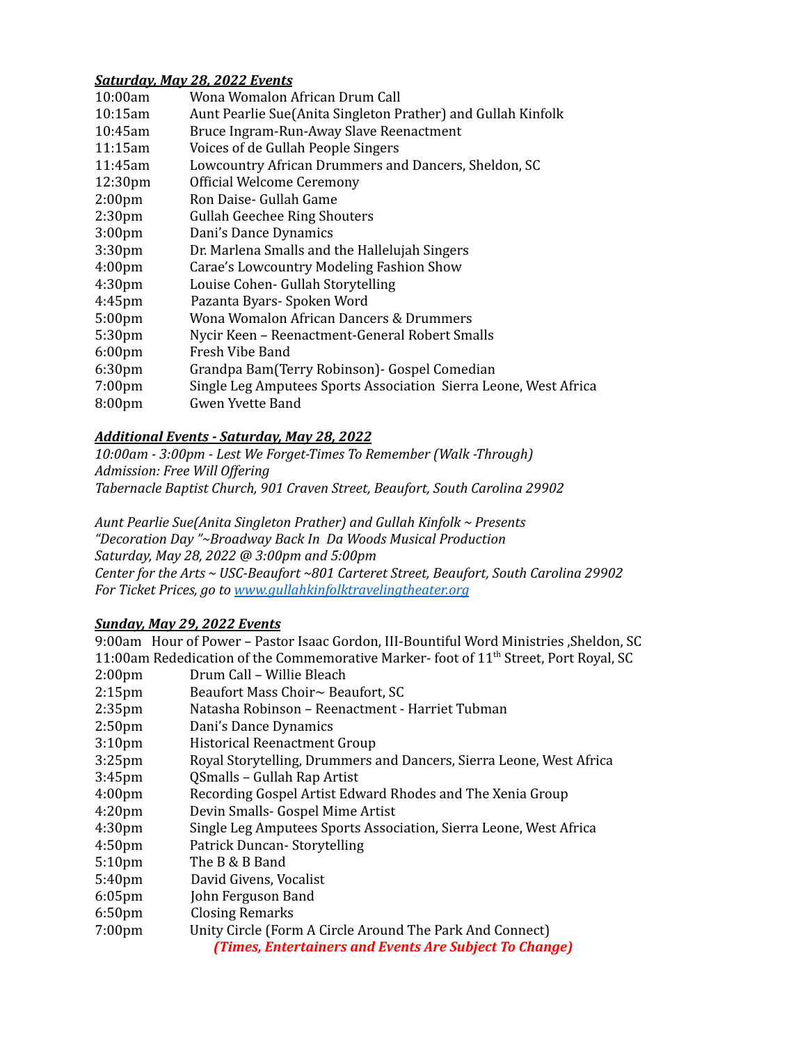***Saturday, May 28, 2022 Events***

| | |
|---|---|
| 10:00am | Wona Womalon African Drum Call |
| 10:15am | Aunt Pearlie Sue(Anita Singleton Prather) and Gullah Kinfolk |
| 10:45am | Bruce Ingram-Run-Away Slave Reenactment |
| 11:15am | Voices of de Gullah People Singers |
| 11:45am | Lowcountry African Drummers and Dancers, Sheldon, SC |
| 12:30pm | Official Welcome Ceremony |
| 2:00pm | Ron Daise- Gullah Game |
| 2:30pm | Gullah Geechee Ring Shouters |
| 3:00pm | Dani's Dance Dynamics |
| 3:30pm | Dr. Marlena Smalls and the Hallelujah Singers |
| 4:00pm | Carae's Lowcountry Modeling Fashion Show |
| 4:30pm | Louise Cohen- Gullah Storytelling |
| 4:45pm | Pazanta Byars- Spoken Word |
| 5:00pm | Wona Womalon African Dancers & Drummers |
| 5:30pm | Nycir Keen – Reenactment-General Robert Smalls |
| 6:00pm | Fresh Vibe Band |
| 6:30pm | Grandpa Bam(Terry Robinson)- Gospel Comedian |
| 7:00pm | Single Leg Amputees Sports Association Sierra Leone, West Africa |
| 8:00pm | Gwen Yvette Band |

***Additional Events - Saturday, May 28, 2022***

*10:00am - 3:00pm - Lest We Forget-Times To Remember (Walk -Through)*
*Admission: Free Will Offering*
*Tabernacle Baptist Church, 901 Craven Street, Beaufort, South Carolina 29902*

*Aunt Pearlie Sue(Anita Singleton Prather) and Gullah Kinfolk ~ Presents*
*"Decoration Day "~Broadway Back In Da Woods Musical Production*
*Saturday, May 28, 2022 @ 3:00pm and 5:00pm*
*Center for the Arts ~ USC-Beaufort ~801 Carteret Street, Beaufort, South Carolina 29902*
*For Ticket Prices, go to www.gullahkinfolktravelingtheater.org*

***Sunday, May 29, 2022 Events***

9:00am Hour of Power – Pastor Isaac Gordon, III-Bountiful Word Ministries ,Sheldon, SC
11:00am Rededication of the Commemorative Marker- foot of 11th Street, Port Royal, SC

| | |
|---|---|
| 2:00pm | Drum Call – Willie Bleach |
| 2:15pm | Beaufort Mass Choir~ Beaufort, SC |
| 2:35pm | Natasha Robinson – Reenactment - Harriet Tubman |
| 2:50pm | Dani's Dance Dynamics |
| 3:10pm | Historical Reenactment Group |
| 3:25pm | Royal Storytelling, Drummers and Dancers, Sierra Leone, West Africa |
| 3:45pm | QSmalls – Gullah Rap Artist |
| 4:00pm | Recording Gospel Artist Edward Rhodes and The Xenia Group |
| 4:20pm | Devin Smalls- Gospel Mime Artist |
| 4:30pm | Single Leg Amputees Sports Association, Sierra Leone, West Africa |
| 4:50pm | Patrick Duncan- Storytelling |
| 5:10pm | The B & B Band |
| 5:40pm | David Givens, Vocalist |
| 6:05pm | John Ferguson Band |
| 6:50pm | Closing Remarks |
| 7:00pm | Unity Circle (Form A Circle Around The Park And Connect) |

***(Times, Entertainers and Events Are Subject To Change)***